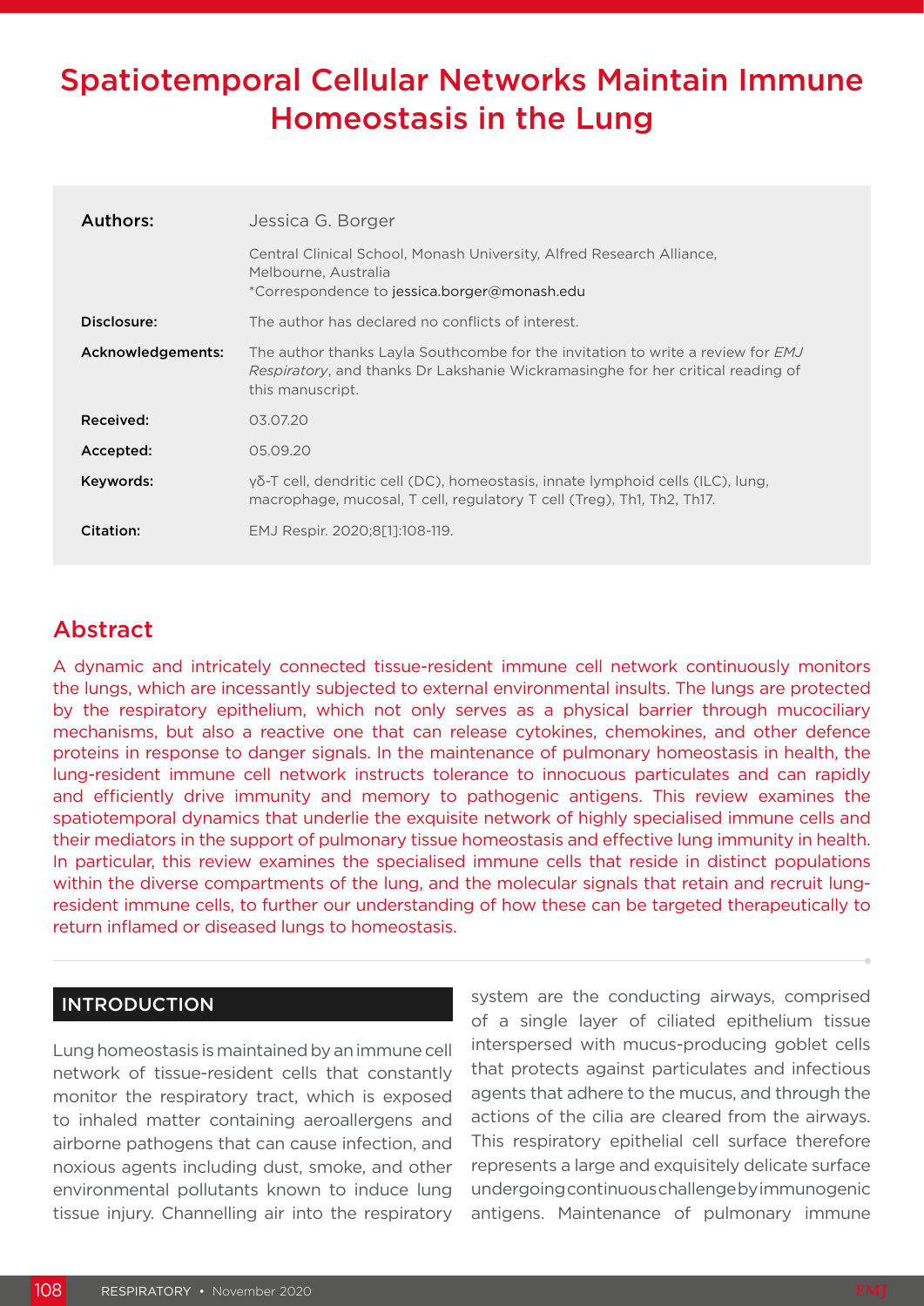# Spatiotemporal Cellular Networks Maintain Immune Homeostasis in the Lung

| | |
|---|---|
| **Authors:** | Jessica G. Borger<br>Central Clinical School, Monash University, Alfred Research Alliance, Melbourne, Australia<br>*Correspondence to jessica.borger@monash.edu |
| **Disclosure:** | The author has declared no conflicts of interest. |
| **Acknowledgements:** | The author thanks Layla Southcombe for the invitation to write a review for *EMJ Respiratory*, and thanks Dr Lakshanie Wickramasinghe for her critical reading of this manuscript. |
| **Received:** | 03.07.20 |
| **Accepted:** | 05.09.20 |
| **Keywords:** | γδ-T cell, dendritic cell (DC), homeostasis, innate lymphoid cells (ILC), lung, macrophage, mucosal, T cell, regulatory T cell (Treg), Th1, Th2, Th17. |
| **Citation:** | EMJ Respir. 2020;8[1]:108-119. |

## Abstract

A dynamic and intricately connected tissue-resident immune cell network continuously monitors the lungs, which are incessantly subjected to external environmental insults. The lungs are protected by the respiratory epithelium, which not only serves as a physical barrier through mucociliary mechanisms, but also a reactive one that can release cytokines, chemokines, and other defence proteins in response to danger signals. In the maintenance of pulmonary homeostasis in health, the lung-resident immune cell network instructs tolerance to innocuous particulates and can rapidly and efficiently drive immunity and memory to pathogenic antigens. This review examines the spatiotemporal dynamics that underlie the exquisite network of highly specialised immune cells and their mediators in the support of pulmonary tissue homeostasis and effective lung immunity in health. In particular, this review examines the specialised immune cells that reside in distinct populations within the diverse compartments of the lung, and the molecular signals that retain and recruit lung-resident immune cells, to further our understanding of how these can be targeted therapeutically to return inflamed or diseased lungs to homeostasis.

## INTRODUCTION

Lung homeostasis is maintained by an immune cell network of tissue-resident cells that constantly monitor the respiratory tract, which is exposed to inhaled matter containing aeroallergens and airborne pathogens that can cause infection, and noxious agents including dust, smoke, and other environmental pollutants known to induce lung tissue injury. Channelling air into the respiratory system are the conducting airways, comprised of a single layer of ciliated epithelium tissue interspersed with mucus-producing goblet cells that protects against particulates and infectious agents that adhere to the mucus, and through the actions of the cilia are cleared from the airways. This respiratory epithelial cell surface therefore represents a large and exquisitely delicate surface undergoing continuous challenge by immunogenic antigens. Maintenance of pulmonary immune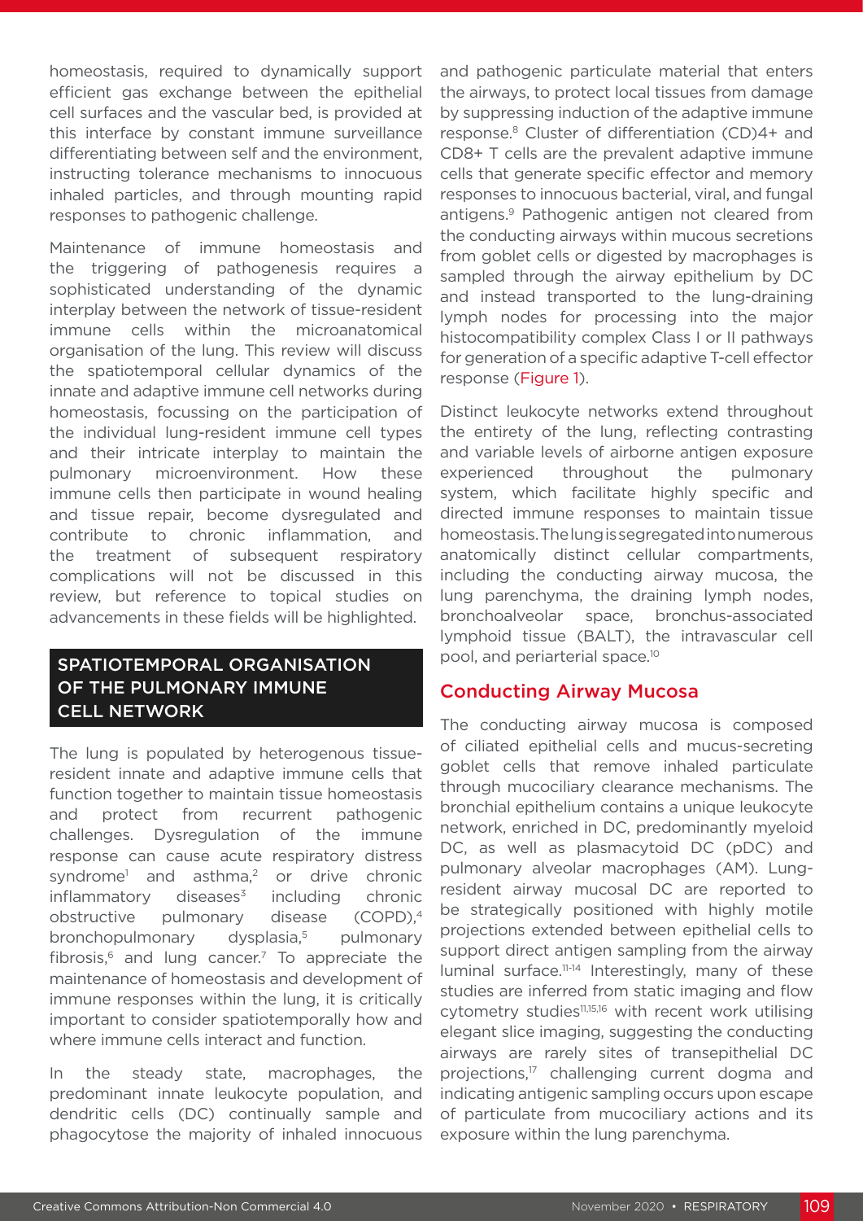homeostasis, required to dynamically support efficient gas exchange between the epithelial cell surfaces and the vascular bed, is provided at this interface by constant immune surveillance differentiating between self and the environment, instructing tolerance mechanisms to innocuous inhaled particles, and through mounting rapid responses to pathogenic challenge.

Maintenance of immune homeostasis and the triggering of pathogenesis requires a sophisticated understanding of the dynamic interplay between the network of tissue-resident immune cells within the microanatomical organisation of the lung. This review will discuss the spatiotemporal cellular dynamics of the innate and adaptive immune cell networks during homeostasis, focussing on the participation of the individual lung-resident immune cell types and their intricate interplay to maintain the pulmonary microenvironment. How these immune cells then participate in wound healing and tissue repair, become dysregulated and contribute to chronic inflammation, and the treatment of subsequent respiratory complications will not be discussed in this review, but reference to topical studies on advancements in these fields will be highlighted.

## SPATIOTEMPORAL ORGANISATION OF THE PULMONARY IMMUNE CELL NETWORK

The lung is populated by heterogenous tissue-resident innate and adaptive immune cells that function together to maintain tissue homeostasis and protect from recurrent pathogenic challenges. Dysregulation of the immune response can cause acute respiratory distress syndrome[1] and asthma,[2] or drive chronic inflammatory diseases[3] including chronic obstructive pulmonary disease (COPD),[4] bronchopulmonary dysplasia,[5] pulmonary fibrosis,[6] and lung cancer.[7] To appreciate the maintenance of homeostasis and development of immune responses within the lung, it is critically important to consider spatiotemporally how and where immune cells interact and function.

In the steady state, macrophages, the predominant innate leukocyte population, and dendritic cells (DC) continually sample and phagocytose the majority of inhaled innocuous and pathogenic particulate material that enters the airways, to protect local tissues from damage by suppressing induction of the adaptive immune response.[8] Cluster of differentiation (CD)4+ and CD8+ T cells are the prevalent adaptive immune cells that generate specific effector and memory responses to innocuous bacterial, viral, and fungal antigens.[9] Pathogenic antigen not cleared from the conducting airways within mucous secretions from goblet cells or digested by macrophages is sampled through the airway epithelium by DC and instead transported to the lung-draining lymph nodes for processing into the major histocompatibility complex Class I or II pathways for generation of a specific adaptive T-cell effector response (Figure 1).

Distinct leukocyte networks extend throughout the entirety of the lung, reflecting contrasting and variable levels of airborne antigen exposure experienced throughout the pulmonary system, which facilitate highly specific and directed immune responses to maintain tissue homeostasis. The lung is segregated into numerous anatomically distinct cellular compartments, including the conducting airway mucosa, the lung parenchyma, the draining lymph nodes, bronchoalveolar space, bronchus-associated lymphoid tissue (BALT), the intravascular cell pool, and periarterial space.[10]

### Conducting Airway Mucosa

The conducting airway mucosa is composed of ciliated epithelial cells and mucus-secreting goblet cells that remove inhaled particulate through mucociliary clearance mechanisms. The bronchial epithelium contains a unique leukocyte network, enriched in DC, predominantly myeloid DC, as well as plasmacytoid DC (pDC) and pulmonary alveolar macrophages (AM). Lung-resident airway mucosal DC are reported to be strategically positioned with highly motile projections extended between epithelial cells to support direct antigen sampling from the airway luminal surface.[11-14] Interestingly, many of these studies are inferred from static imaging and flow cytometry studies[11,15,16] with recent work utilising elegant slice imaging, suggesting the conducting airways are rarely sites of transepithelial DC projections,[17] challenging current dogma and indicating antigenic sampling occurs upon escape of particulate from mucociliary actions and its exposure within the lung parenchyma.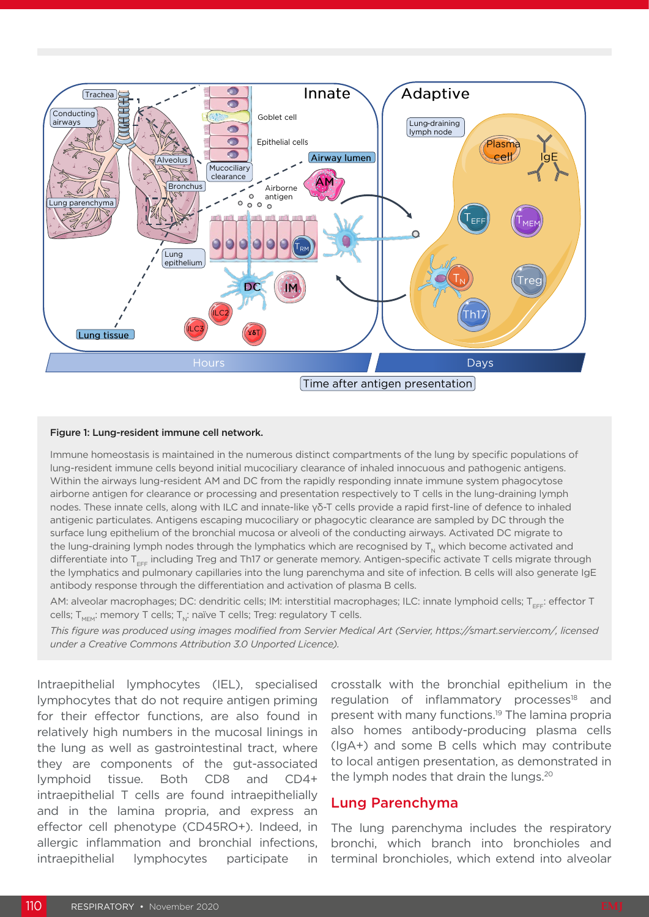**Figure 1: Lung-resident immune cell network.**

Immune homeostasis is maintained in the numerous distinct compartments of the lung by specific populations of lung-resident immune cells beyond initial mucociliary clearance of inhaled innocuous and pathogenic antigens. Within the airways lung-resident AM and DC from the rapidly responding innate immune system phagocytose airborne antigen for clearance or processing and presentation respectively to T cells in the lung-draining lymph nodes. These innate cells, along with ILC and innate-like γδ-T cells provide a rapid first-line of defence to inhaled antigenic particulates. Antigens escaping mucociliary or phagocytic clearance are sampled by DC through the surface lung epithelium of the bronchial mucosa or alveoli of the conducting airways. Activated DC migrate to the lung-draining lymph nodes through the lymphatics which are recognised by $T_N$ which become activated and differentiate into $T_{EFF}$ including Treg and Th17 or generate memory. Antigen-specific activate T cells migrate through the lymphatics and pulmonary capillaries into the lung parenchyma and site of infection. B cells will also generate IgE antibody response through the differentiation and activation of plasma B cells.

AM: alveolar macrophages; DC: dendritic cells; IM: interstitial macrophages; ILC: innate lymphoid cells; $T_{EFF}$: effector T cells; $T_{MEM}$: memory T cells; $T_N$: naïve T cells; Treg: regulatory T cells.

*This figure was produced using images modified from Servier Medical Art (Servier, https://smart.servier.com/, licensed under a Creative Commons Attribution 3.0 Unported Licence).*

Intraepithelial lymphocytes (IEL), specialised lymphocytes that do not require antigen priming for their effector functions, are also found in relatively high numbers in the mucosal linings in the lung as well as gastrointestinal tract, where they are components of the gut-associated lymphoid tissue. Both CD8 and CD4+ intraepithelial T cells are found intraepithelially and in the lamina propria, and express an effector cell phenotype (CD45RO+). Indeed, in allergic inflammation and bronchial infections, intraepithelial lymphocytes participate in crosstalk with the bronchial epithelium in the regulation of inflammatory processes[18] and present with many functions.[19] The lamina propria also homes antibody-producing plasma cells (IgA+) and some B cells which may contribute to local antigen presentation, as demonstrated in the lymph nodes that drain the lungs.[20]

## Lung Parenchyma

The lung parenchyma includes the respiratory bronchi, which branch into bronchioles and terminal bronchioles, which extend into alveolar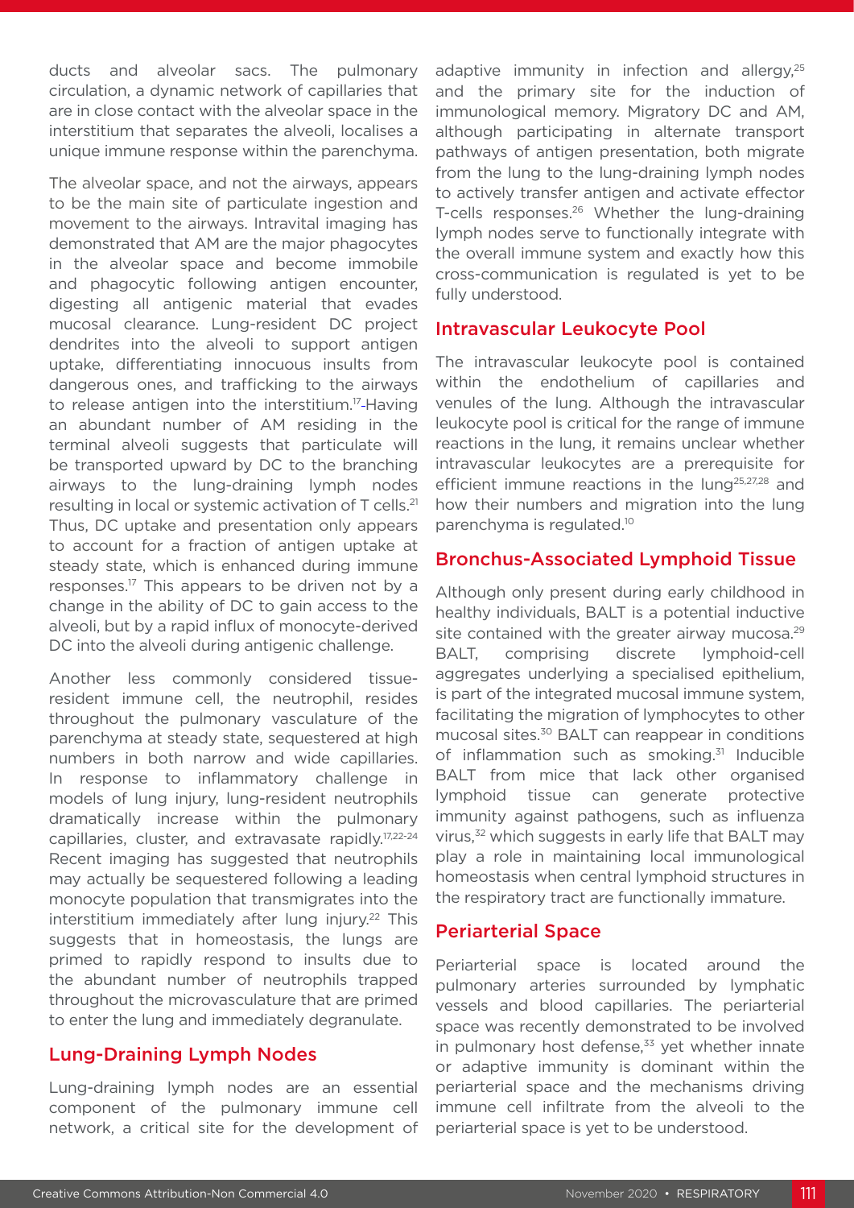ducts and alveolar sacs. The pulmonary circulation, a dynamic network of capillaries that are in close contact with the alveolar space in the interstitium that separates the alveoli, localises a unique immune response within the parenchyma.

The alveolar space, and not the airways, appears to be the main site of particulate ingestion and movement to the airways. Intravital imaging has demonstrated that AM are the major phagocytes in the alveolar space and become immobile and phagocytic following antigen encounter, digesting all antigenic material that evades mucosal clearance. Lung-resident DC project dendrites into the alveoli to support antigen uptake, differentiating innocuous insults from dangerous ones, and trafficking to the airways to release antigen into the interstitium.[17] Having an abundant number of AM residing in the terminal alveoli suggests that particulate will be transported upward by DC to the branching airways to the lung-draining lymph nodes resulting in local or systemic activation of T cells.[21] Thus, DC uptake and presentation only appears to account for a fraction of antigen uptake at steady state, which is enhanced during immune responses.[17] This appears to be driven not by a change in the ability of DC to gain access to the alveoli, but by a rapid influx of monocyte-derived DC into the alveoli during antigenic challenge.

Another less commonly considered tissue-resident immune cell, the neutrophil, resides throughout the pulmonary vasculature of the parenchyma at steady state, sequestered at high numbers in both narrow and wide capillaries. In response to inflammatory challenge in models of lung injury, lung-resident neutrophils dramatically increase within the pulmonary capillaries, cluster, and extravasate rapidly.[17,22-24] Recent imaging has suggested that neutrophils may actually be sequestered following a leading monocyte population that transmigrates into the interstitium immediately after lung injury.[22] This suggests that in homeostasis, the lungs are primed to rapidly respond to insults due to the abundant number of neutrophils trapped throughout the microvasculature that are primed to enter the lung and immediately degranulate.

## Lung-Draining Lymph Nodes

Lung-draining lymph nodes are an essential component of the pulmonary immune cell network, a critical site for the development of adaptive immunity in infection and allergy,[25] and the primary site for the induction of immunological memory. Migratory DC and AM, although participating in alternate transport pathways of antigen presentation, both migrate from the lung to the lung-draining lymph nodes to actively transfer antigen and activate effector T-cells responses.[26] Whether the lung-draining lymph nodes serve to functionally integrate with the overall immune system and exactly how this cross-communication is regulated is yet to be fully understood.

## Intravascular Leukocyte Pool

The intravascular leukocyte pool is contained within the endothelium of capillaries and venules of the lung. Although the intravascular leukocyte pool is critical for the range of immune reactions in the lung, it remains unclear whether intravascular leukocytes are a prerequisite for efficient immune reactions in the lung[25,27,28] and how their numbers and migration into the lung parenchyma is regulated.[10]

## Bronchus-Associated Lymphoid Tissue

Although only present during early childhood in healthy individuals, BALT is a potential inductive site contained with the greater airway mucosa.[29] BALT, comprising discrete lymphoid-cell aggregates underlying a specialised epithelium, is part of the integrated mucosal immune system, facilitating the migration of lymphocytes to other mucosal sites.[30] BALT can reappear in conditions of inflammation such as smoking.[31] Inducible BALT from mice that lack other organised lymphoid tissue can generate protective immunity against pathogens, such as influenza virus,[32] which suggests in early life that BALT may play a role in maintaining local immunological homeostasis when central lymphoid structures in the respiratory tract are functionally immature.

## Periarterial Space

Periarterial space is located around the pulmonary arteries surrounded by lymphatic vessels and blood capillaries. The periarterial space was recently demonstrated to be involved in pulmonary host defense,[33] yet whether innate or adaptive immunity is dominant within the periarterial space and the mechanisms driving immune cell infiltrate from the alveoli to the periarterial space is yet to be understood.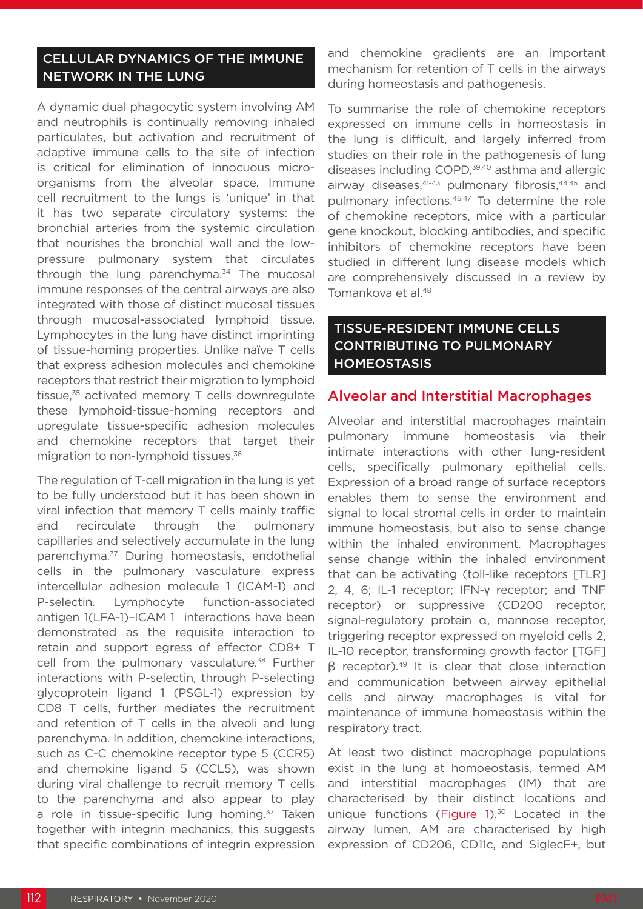## CELLULAR DYNAMICS OF THE IMMUNE NETWORK IN THE LUNG

A dynamic dual phagocytic system involving AM and neutrophils is continually removing inhaled particulates, but activation and recruitment of adaptive immune cells to the site of infection is critical for elimination of innocuous micro-organisms from the alveolar space. Immune cell recruitment to the lungs is 'unique' in that it has two separate circulatory systems: the bronchial arteries from the systemic circulation that nourishes the bronchial wall and the low-pressure pulmonary system that circulates through the lung parenchyma.[34] The mucosal immune responses of the central airways are also integrated with those of distinct mucosal tissues through mucosal-associated lymphoid tissue. Lymphocytes in the lung have distinct imprinting of tissue-homing properties. Unlike naïve T cells that express adhesion molecules and chemokine receptors that restrict their migration to lymphoid tissue,[35] activated memory T cells downregulate these lymphoid-homing receptors and upregulate tissue-specific adhesion molecules and chemokine receptors that target their migration to non-lymphoid tissues.[36]

The regulation of T-cell migration in the lung is yet to be fully understood but it has been shown in viral infection that memory T cells mainly traffic and recirculate through the pulmonary capillaries and selectively accumulate in the lung parenchyma.[37] During homeostasis, endothelial cells in the pulmonary vasculature express intercellular adhesion molecule 1 (ICAM-1) and P-selectin. Lymphocyte function-associated antigen 1(LFA-1)–ICAM 1 interactions have been demonstrated as the requisite interaction to retain and support egress of effector CD8+ T cell from the pulmonary vasculature.[38] Further interactions with P-selectin, through P-selecting glycoprotein ligand 1 (PSGL-1) expression by CD8 T cells, further mediates the recruitment and retention of T cells in the alveoli and lung parenchyma. In addition, chemokine interactions, such as C-C chemokine receptor type 5 (CCR5) and chemokine ligand 5 (CCL5), was shown during viral challenge to recruit memory T cells to the parenchyma and also appear to play a role in tissue-specific lung homing.[37] Taken together with integrin mechanics, this suggests that specific combinations of integrin expression and chemokine gradients are an important mechanism for retention of T cells in the airways during homeostasis and pathogenesis.

To summarise the role of chemokine receptors expressed on immune cells in homeostasis in the lung is difficult, and largely inferred from studies on their role in the pathogenesis of lung diseases including COPD,[39,40] asthma and allergic airway diseases,[41-43] pulmonary fibrosis,[44,45] and pulmonary infections.[46,47] To determine the role of chemokine receptors, mice with a particular gene knockout, blocking antibodies, and specific inhibitors of chemokine receptors have been studied in different lung disease models which are comprehensively discussed in a review by Tomankova et al.[48]

## TISSUE-RESIDENT IMMUNE CELLS CONTRIBUTING TO PULMONARY HOMEOSTASIS

### Alveolar and Interstitial Macrophages

Alveolar and interstitial macrophages maintain pulmonary immune homeostasis via their intimate interactions with other lung-resident cells, specifically pulmonary epithelial cells. Expression of a broad range of surface receptors enables them to sense the environment and signal to local stromal cells in order to maintain immune homeostasis, but also to sense change within the inhaled environment. Macrophages sense change within the inhaled environment that can be activating (toll-like receptors [TLR] 2, 4, 6; IL-1 receptor; IFN-γ receptor; and TNF receptor) or suppressive (CD200 receptor, signal-regulatory protein α, mannose receptor, triggering receptor expressed on myeloid cells 2, IL-10 receptor, transforming growth factor [TGF] β receptor).[49] It is clear that close interaction and communication between airway epithelial cells and airway macrophages is vital for maintenance of immune homeostasis within the respiratory tract.

At least two distinct macrophage populations exist in the lung at homoeostasis, termed AM and interstitial macrophages (IM) that are characterised by their distinct locations and unique functions (Figure 1).[50] Located in the airway lumen, AM are characterised by high expression of CD206, CD11c, and SiglecF+, but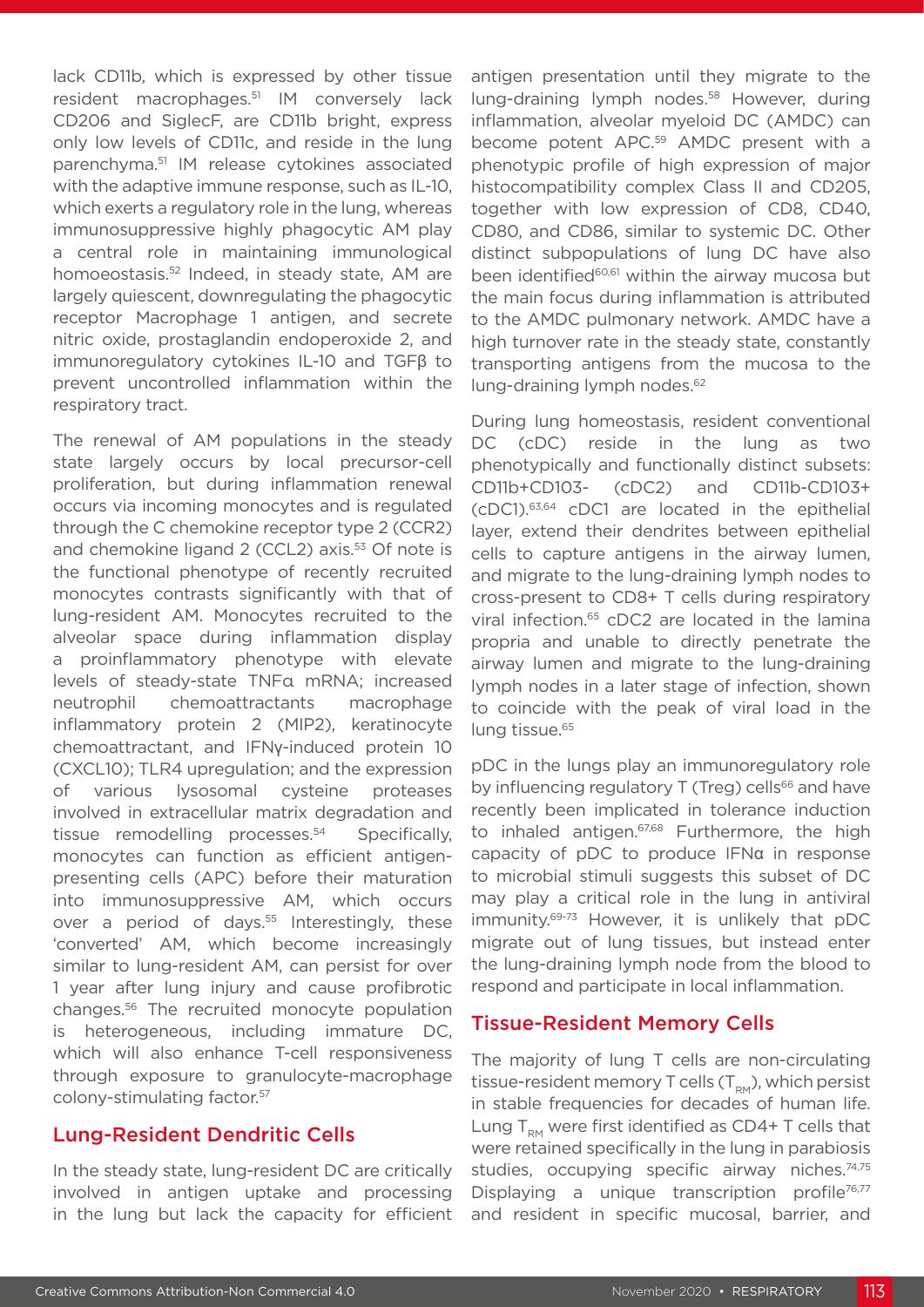lack CD11b, which is expressed by other tissue resident macrophages.[51] IM conversely lack CD206 and SiglecF, are CD11b bright, express only low levels of CD11c, and reside in the lung parenchyma.[51] IM release cytokines associated with the adaptive immune response, such as IL-10, which exerts a regulatory role in the lung, whereas immunosuppressive highly phagocytic AM play a central role in maintaining immunological homoeostasis.[52] Indeed, in steady state, AM are largely quiescent, downregulating the phagocytic receptor Macrophage 1 antigen, and secrete nitric oxide, prostaglandin endoperoxide 2, and immunoregulatory cytokines IL-10 and TGFβ to prevent uncontrolled inflammation within the respiratory tract.

The renewal of AM populations in the steady state largely occurs by local precursor-cell proliferation, but during inflammation renewal occurs via incoming monocytes and is regulated through the C chemokine receptor type 2 (CCR2) and chemokine ligand 2 (CCL2) axis.[53] Of note is the functional phenotype of recently recruited monocytes contrasts significantly with that of lung-resident AM. Monocytes recruited to the alveolar space during inflammation display a proinflammatory phenotype with elevate levels of steady-state TNFα mRNA; increased neutrophil chemoattractants macrophage inflammatory protein 2 (MIP2), keratinocyte chemoattractant, and IFNγ-induced protein 10 (CXCL10); TLR4 upregulation; and the expression of various lysosomal cysteine proteases involved in extracellular matrix degradation and tissue remodelling processes.[54] Specifically, monocytes can function as efficient antigen-presenting cells (APC) before their maturation into immunosuppressive AM, which occurs over a period of days.[55] Interestingly, these 'converted' AM, which become increasingly similar to lung-resident AM, can persist for over 1 year after lung injury and cause profibrotic changes.[56] The recruited monocyte population is heterogeneous, including immature DC, which will also enhance T-cell responsiveness through exposure to granulocyte-macrophage colony-stimulating factor.[57]

## Lung-Resident Dendritic Cells

In the steady state, lung-resident DC are critically involved in antigen uptake and processing in the lung but lack the capacity for efficient antigen presentation until they migrate to the lung-draining lymph nodes.[58] However, during inflammation, alveolar myeloid DC (AMDC) can become potent APC.[59] AMDC present with a phenotypic profile of high expression of major histocompatibility complex Class II and CD205, together with low expression of CD8, CD40, CD80, and CD86, similar to systemic DC. Other distinct subpopulations of lung DC have also been identified[60,61] within the airway mucosa but the main focus during inflammation is attributed to the AMDC pulmonary network. AMDC have a high turnover rate in the steady state, constantly transporting antigens from the mucosa to the lung-draining lymph nodes.[62]

During lung homeostasis, resident conventional DC (cDC) reside in the lung as two phenotypically and functionally distinct subsets: CD11b+CD103- (cDC2) and CD11b-CD103+ (cDC1).[63,64] cDC1 are located in the epithelial layer, extend their dendrites between epithelial cells to capture antigens in the airway lumen, and migrate to the lung-draining lymph nodes to cross-present to CD8+ T cells during respiratory viral infection.[65] cDC2 are located in the lamina propria and unable to directly penetrate the airway lumen and migrate to the lung-draining lymph nodes in a later stage of infection, shown to coincide with the peak of viral load in the lung tissue.[65]

pDC in the lungs play an immunoregulatory role by influencing regulatory T (Treg) cells[66] and have recently been implicated in tolerance induction to inhaled antigen.[67,68] Furthermore, the high capacity of pDC to produce IFNα in response to microbial stimuli suggests this subset of DC may play a critical role in the lung in antiviral immunity.[69-73] However, it is unlikely that pDC migrate out of lung tissues, but instead enter the lung-draining lymph node from the blood to respond and participate in local inflammation.

## Tissue-Resident Memory Cells

The majority of lung T cells are non-circulating tissue-resident memory T cells ($T_{RM}$), which persist in stable frequencies for decades of human life. Lung $T_{RM}$ were first identified as CD4+ T cells that were retained specifically in the lung in parabiosis studies, occupying specific airway niches.[74,75] Displaying a unique transcription profile[76,77] and resident in specific mucosal, barrier, and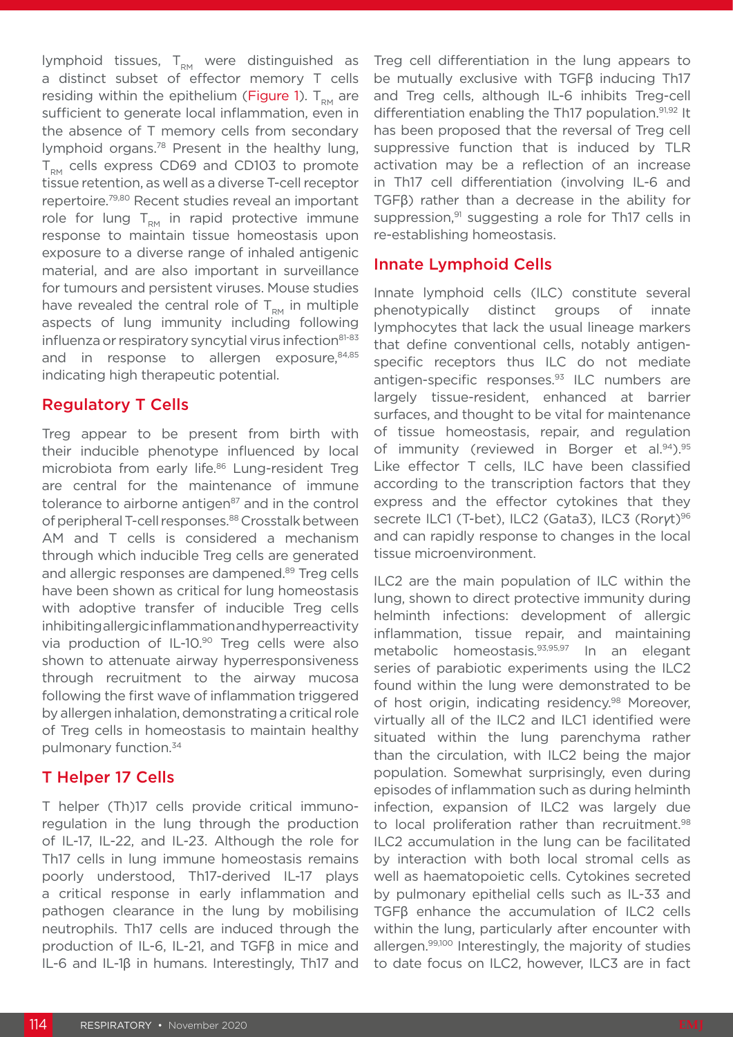lymphoid tissues, $T_{RM}$ were distinguished as a distinct subset of effector memory T cells residing within the epithelium (Figure 1). $T_{RM}$ are sufficient to generate local inflammation, even in the absence of T memory cells from secondary lymphoid organs.[78] Present in the healthy lung, $T_{RM}$ cells express CD69 and CD103 to promote tissue retention, as well as a diverse T-cell receptor repertoire.[79,80] Recent studies reveal an important role for lung $T_{RM}$ in rapid protective immune response to maintain tissue homeostasis upon exposure to a diverse range of inhaled antigenic material, and are also important in surveillance for tumours and persistent viruses. Mouse studies have revealed the central role of $T_{RM}$ in multiple aspects of lung immunity including following influenza or respiratory syncytial virus infection[81-83] and in response to allergen exposure,[84,85] indicating high therapeutic potential.

## Regulatory T Cells

Treg appear to be present from birth with their inducible phenotype influenced by local microbiota from early life.[86] Lung-resident Treg are central for the maintenance of immune tolerance to airborne antigen[87] and in the control of peripheral T-cell responses.[88] Crosstalk between AM and T cells is considered a mechanism through which inducible Treg cells are generated and allergic responses are dampened.[89] Treg cells have been shown as critical for lung homeostasis with adoptive transfer of inducible Treg cells inhibiting allergic inflammation and hyperreactivity via production of IL-10.[90] Treg cells were also shown to attenuate airway hyperresponsiveness through recruitment to the airway mucosa following the first wave of inflammation triggered by allergen inhalation, demonstrating a critical role of Treg cells in homeostasis to maintain healthy pulmonary function.[34]

## T Helper 17 Cells

T helper (Th)17 cells provide critical immuno-regulation in the lung through the production of IL-17, IL-22, and IL-23. Although the role for Th17 cells in lung immune homeostasis remains poorly understood, Th17-derived IL-17 plays a critical response in early inflammation and pathogen clearance in the lung by mobilising neutrophils. Th17 cells are induced through the production of IL-6, IL-21, and TGFβ in mice and IL-6 and IL-1β in humans. Interestingly, Th17 and Treg cell differentiation in the lung appears to be mutually exclusive with TGFβ inducing Th17 and Treg cells, although IL-6 inhibits Treg-cell differentiation enabling the Th17 population.[91,92] It has been proposed that the reversal of Treg cell suppressive function that is induced by TLR activation may be a reflection of an increase in Th17 cell differentiation (involving IL-6 and TGFβ) rather than a decrease in the ability for suppression,[91] suggesting a role for Th17 cells in re-establishing homeostasis.

## Innate Lymphoid Cells

Innate lymphoid cells (ILC) constitute several phenotypically distinct groups of innate lymphocytes that lack the usual lineage markers that define conventional cells, notably antigen-specific receptors thus ILC do not mediate antigen-specific responses.[93] ILC numbers are largely tissue-resident, enhanced at barrier surfaces, and thought to be vital for maintenance of tissue homeostasis, repair, and regulation of immunity (reviewed in Borger et al.[94]).[95] Like effector T cells, ILC have been classified according to the transcription factors that they express and the effector cytokines that they secrete ILC1 (T-bet), ILC2 (Gata3), ILC3 (Rorγt)[96] and can rapidly response to changes in the local tissue microenvironment.

ILC2 are the main population of ILC within the lung, shown to direct protective immunity during helminth infections: development of allergic inflammation, tissue repair, and maintaining metabolic homeostasis.[93,95,97] In an elegant series of parabiotic experiments using the ILC2 found within the lung were demonstrated to be of host origin, indicating residency.[98] Moreover, virtually all of the ILC2 and ILC1 identified were situated within the lung parenchyma rather than the circulation, with ILC2 being the major population. Somewhat surprisingly, even during episodes of inflammation such as during helminth infection, expansion of ILC2 was largely due to local proliferation rather than recruitment.[98] ILC2 accumulation in the lung can be facilitated by interaction with both local stromal cells as well as haematopoietic cells. Cytokines secreted by pulmonary epithelial cells such as IL-33 and TGFβ enhance the accumulation of ILC2 cells within the lung, particularly after encounter with allergen.[99,100] Interestingly, the majority of studies to date focus on ILC2, however, ILC3 are in fact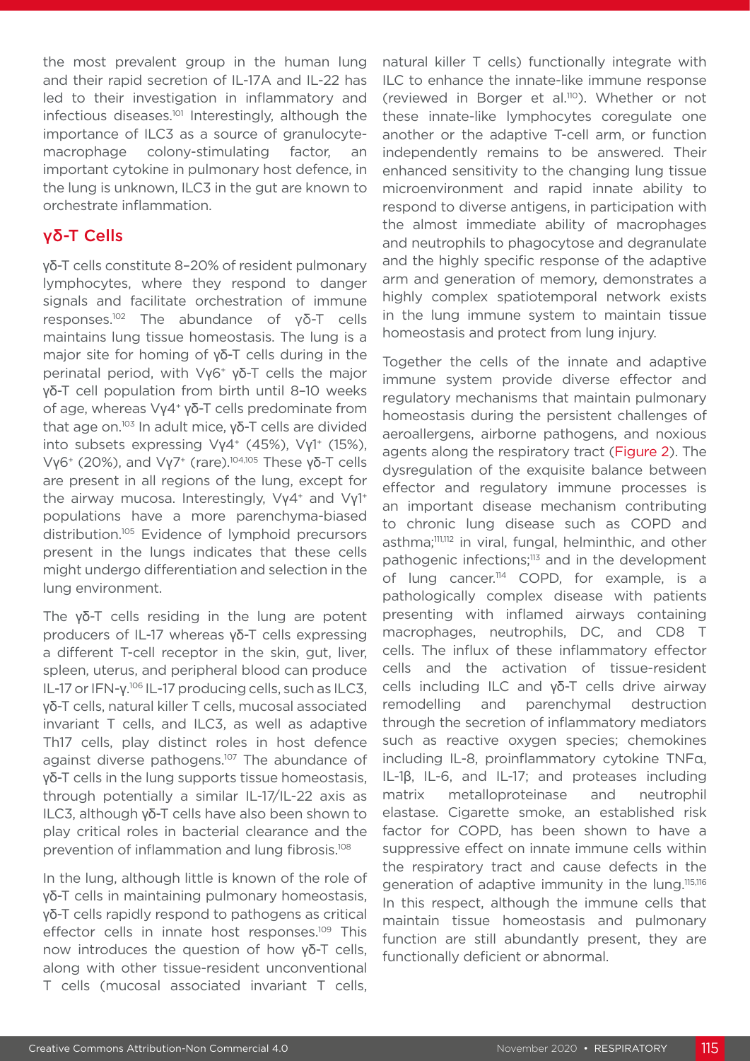the most prevalent group in the human lung and their rapid secretion of IL-17A and IL-22 has led to their investigation in inflammatory and infectious diseases.[101] Interestingly, although the importance of ILC3 as a source of granulocyte-macrophage colony-stimulating factor, an important cytokine in pulmonary host defence, in the lung is unknown, ILC3 in the gut are known to orchestrate inflammation.

## γδ-T Cells

γδ-T cells constitute 8–20% of resident pulmonary lymphocytes, where they respond to danger signals and facilitate orchestration of immune responses.[102] The abundance of γδ-T cells maintains lung tissue homeostasis. The lung is a major site for homing of γδ-T cells during in the perinatal period, with Vγ6⁺ γδ-T cells the major γδ-T cell population from birth until 8–10 weeks of age, whereas Vγ4⁺ γδ-T cells predominate from that age on.[103] In adult mice, γδ-T cells are divided into subsets expressing Vγ4⁺ (45%), Vγ1⁺ (15%), Vγ6⁺ (20%), and Vγ7⁺ (rare).[104,105] These γδ-T cells are present in all regions of the lung, except for the airway mucosa. Interestingly, Vγ4⁺ and Vγ1⁺ populations have a more parenchyma-biased distribution.[105] Evidence of lymphoid precursors present in the lungs indicates that these cells might undergo differentiation and selection in the lung environment.

The γδ-T cells residing in the lung are potent producers of IL-17 whereas γδ-T cells expressing a different T-cell receptor in the skin, gut, liver, spleen, uterus, and peripheral blood can produce IL-17 or IFN-γ.[106] IL-17 producing cells, such as ILC3, γδ-T cells, natural killer T cells, mucosal associated invariant T cells, and ILC3, as well as adaptive Th17 cells, play distinct roles in host defence against diverse pathogens.[107] The abundance of γδ-T cells in the lung supports tissue homeostasis, through potentially a similar IL-17/IL-22 axis as ILC3, although γδ-T cells have also been shown to play critical roles in bacterial clearance and the prevention of inflammation and lung fibrosis.[108]

In the lung, although little is known of the role of γδ-T cells in maintaining pulmonary homeostasis, γδ-T cells rapidly respond to pathogens as critical effector cells in innate host responses.[109] This now introduces the question of how γδ-T cells, along with other tissue-resident unconventional T cells (mucosal associated invariant T cells, natural killer T cells) functionally integrate with ILC to enhance the innate-like immune response (reviewed in Borger et al.[110]). Whether or not these innate-like lymphocytes coregulate one another or the adaptive T-cell arm, or function independently remains to be answered. Their enhanced sensitivity to the changing lung tissue microenvironment and rapid innate ability to respond to diverse antigens, in participation with the almost immediate ability of macrophages and neutrophils to phagocytose and degranulate and the highly specific response of the adaptive arm and generation of memory, demonstrates a highly complex spatiotemporal network exists in the lung immune system to maintain tissue homeostasis and protect from lung injury.

Together the cells of the innate and adaptive immune system provide diverse effector and regulatory mechanisms that maintain pulmonary homeostasis during the persistent challenges of aeroallergens, airborne pathogens, and noxious agents along the respiratory tract (Figure 2). The dysregulation of the exquisite balance between effector and regulatory immune processes is an important disease mechanism contributing to chronic lung disease such as COPD and asthma;[111,112] in viral, fungal, helminthic, and other pathogenic infections;[113] and in the development of lung cancer.[114] COPD, for example, is a pathologically complex disease with patients presenting with inflamed airways containing macrophages, neutrophils, DC, and CD8 T cells. The influx of these inflammatory effector cells and the activation of tissue-resident cells including ILC and γδ-T cells drive airway remodelling and parenchymal destruction through the secretion of inflammatory mediators such as reactive oxygen species; chemokines including IL-8, proinflammatory cytokine TNFα, IL-1β, IL-6, and IL-17; and proteases including matrix metalloproteinase and neutrophil elastase. Cigarette smoke, an established risk factor for COPD, has been shown to have a suppressive effect on innate immune cells within the respiratory tract and cause defects in the generation of adaptive immunity in the lung.[115,116] In this respect, although the immune cells that maintain tissue homeostasis and pulmonary function are still abundantly present, they are functionally deficient or abnormal.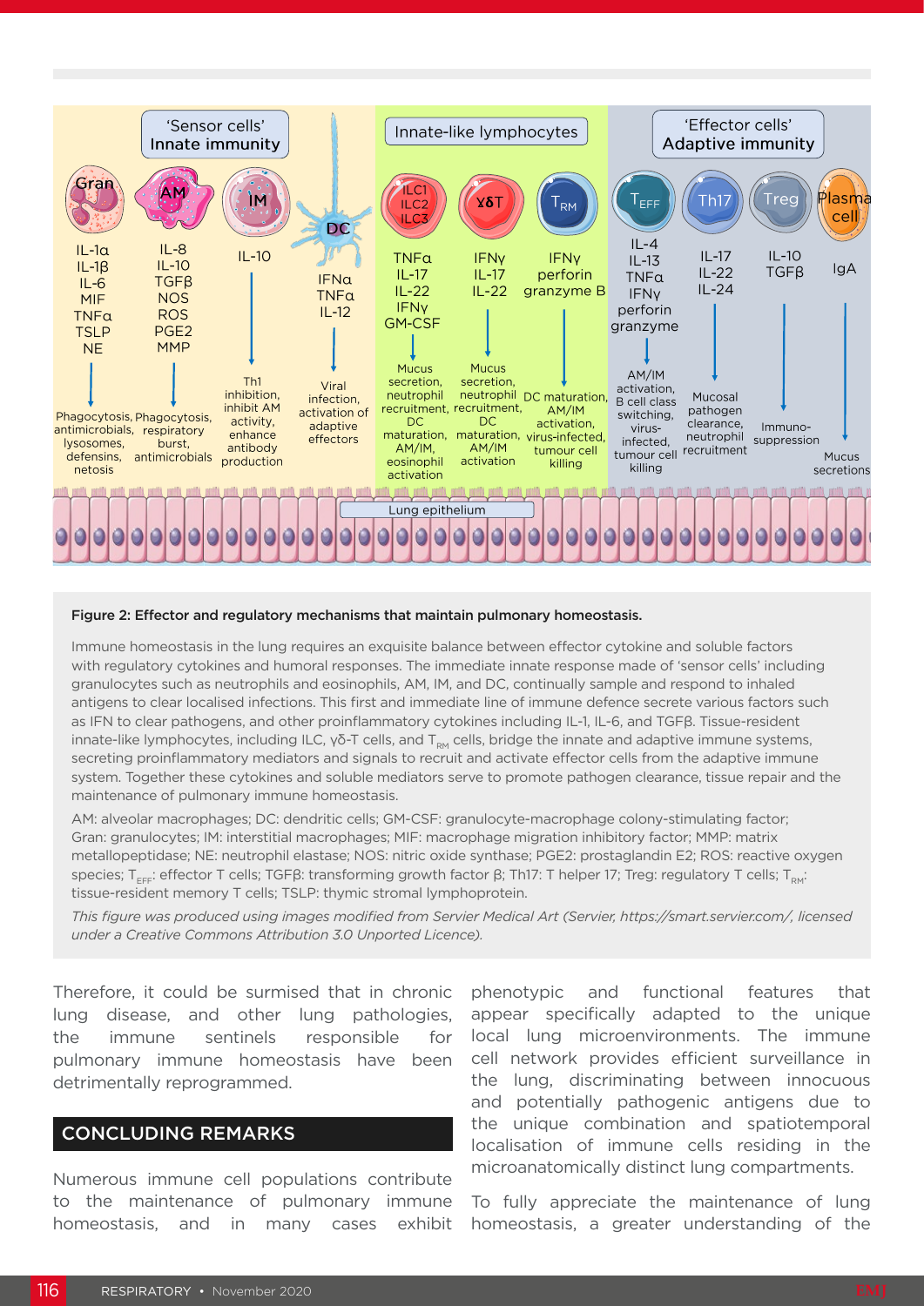**Figure 2: Effector and regulatory mechanisms that maintain pulmonary homeostasis.**

Immune homeostasis in the lung requires an exquisite balance between effector cytokine and soluble factors with regulatory cytokines and humoral responses. The immediate innate response made of 'sensor cells' including granulocytes such as neutrophils and eosinophils, AM, IM, and DC, continually sample and respond to inhaled antigens to clear localised infections. This first and immediate line of immune defence secrete various factors such as IFN to clear pathogens, and other proinflammatory cytokines including IL-1, IL-6, and TGFβ. Tissue-resident innate-like lymphocytes, including ILC, γδ-T cells, and $T_{RM}$ cells, bridge the innate and adaptive immune systems, secreting proinflammatory mediators and signals to recruit and activate effector cells from the adaptive immune system. Together these cytokines and soluble mediators serve to promote pathogen clearance, tissue repair and the maintenance of pulmonary immune homeostasis.

AM: alveolar macrophages; DC: dendritic cells; GM-CSF: granulocyte-macrophage colony-stimulating factor; Gran: granulocytes; IM: interstitial macrophages; MIF: macrophage migration inhibitory factor; MMP: matrix metallopeptidase; NE: neutrophil elastase; NOS: nitric oxide synthase; PGE2: prostaglandin E2; ROS: reactive oxygen species; $T_{EFF}$: effector T cells; TGFβ: transforming growth factor β; Th17: T helper 17; Treg: regulatory T cells; $T_{RM}$: tissue-resident memory T cells; TSLP: thymic stromal lymphoprotein.

*This figure was produced using images modified from Servier Medical Art (Servier, https://smart.servier.com/, licensed under a Creative Commons Attribution 3.0 Unported Licence).*

Therefore, it could be surmised that in chronic lung disease, and other lung pathologies, the immune sentinels responsible for pulmonary immune homeostasis have been detrimentally reprogrammed.

## CONCLUDING REMARKS

Numerous immune cell populations contribute to the maintenance of pulmonary immune homeostasis, and in many cases exhibit phenotypic and functional features that appear specifically adapted to the unique local lung microenvironments. The immune cell network provides efficient surveillance in the lung, discriminating between innocuous and potentially pathogenic antigens due to the unique combination and spatiotemporal localisation of immune cells residing in the microanatomically distinct lung compartments.

To fully appreciate the maintenance of lung homeostasis, a greater understanding of the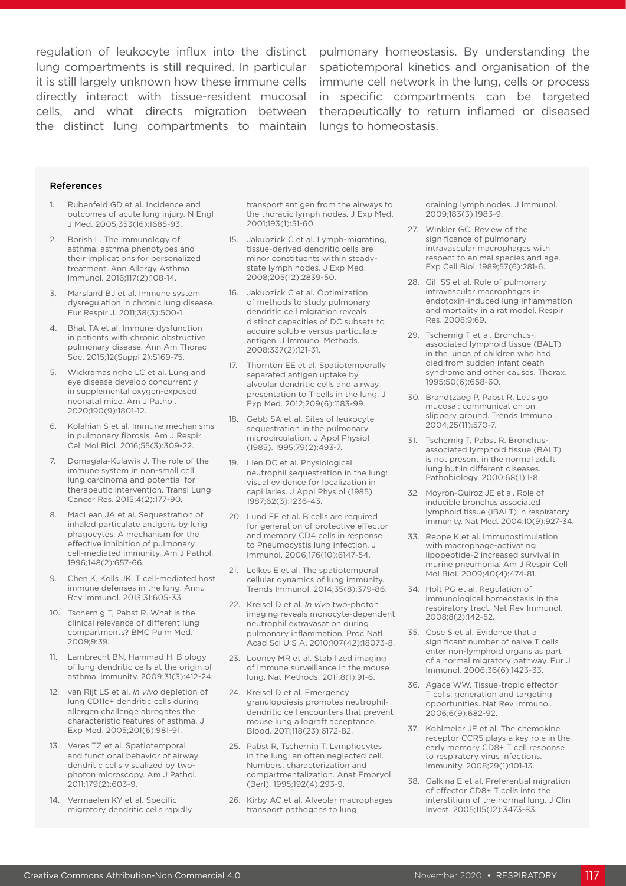regulation of leukocyte influx into the distinct lung compartments is still required. In particular it is still largely unknown how these immune cells directly interact with tissue-resident mucosal cells, and what directs migration between the distinct lung compartments to maintain pulmonary homeostasis. By understanding the spatiotemporal kinetics and organisation of the immune cell network in the lung, cells or process in specific compartments can be targeted therapeutically to return inflamed or diseased lungs to homeostasis.

### References

1. Rubenfeld GD et al. Incidence and outcomes of acute lung injury. N Engl J Med. 2005;353(16):1685-93.
2. Borish L. The immunology of asthma: asthma phenotypes and their implications for personalized treatment. Ann Allergy Asthma Immunol. 2016;117(2):108-14.
3. Marsland BJ et al. Immune system dysregulation in chronic lung disease. Eur Respir J. 2011;38(3):500-1.
4. Bhat TA et al. Immune dysfunction in patients with chronic obstructive pulmonary disease. Ann Am Thorac Soc. 2015;12(Suppl 2):S169-75.
5. Wickramasinghe LC et al. Lung and eye disease develop concurrently in supplemental oxygen-exposed neonatal mice. Am J Pathol. 2020;190(9):1801-12.
6. Kolahian S et al. Immune mechanisms in pulmonary fibrosis. Am J Respir Cell Mol Biol. 2016;55(3):309-22.
7. Domagala-Kulawik J. The role of the immune system in non-small cell lung carcinoma and potential for therapeutic intervention. Transl Lung Cancer Res. 2015;4(2):177-90.
8. MacLean JA et al. Sequestration of inhaled particulate antigens by lung phagocytes. A mechanism for the effective inhibition of pulmonary cell-mediated immunity. Am J Pathol. 1996;148(2):657-66.
9. Chen K, Kolls JK. T cell-mediated host immune defenses in the lung. Annu Rev Immunol. 2013;31:605-33.
10. Tschernig T, Pabst R. What is the clinical relevance of different lung compartments? BMC Pulm Med. 2009;9:39.
11. Lambrecht BN, Hammad H. Biology of lung dendritic cells at the origin of asthma. Immunity. 2009;31(3):412-24.
12. van Rijt LS et al. *In vivo* depletion of lung CD11c+ dendritic cells during allergen challenge abrogates the characteristic features of asthma. J Exp Med. 2005;201(6):981-91.
13. Veres TZ et al. Spatiotemporal and functional behavior of airway dendritic cells visualized by two-photon microscopy. Am J Pathol. 2011;179(2):603-9.
14. Vermaelen KY et al. Specific migratory dendritic cells rapidly transport antigen from the airways to the thoracic lymph nodes. J Exp Med. 2001;193(1):51-60.
15. Jakubzick C et al. Lymph-migrating, tissue-derived dendritic cells are minor constituents within steady-state lymph nodes. J Exp Med. 2008;205(12):2839-50.
16. Jakubzick C et al. Optimization of methods to study pulmonary dendritic cell migration reveals distinct capacities of DC subsets to acquire soluble versus particulate antigen. J Immunol Methods. 2008;337(2):121-31.
17. Thornton EE et al. Spatiotemporally separated antigen uptake by alveolar dendritic cells and airway presentation to T cells in the lung. J Exp Med. 2012;209(6):1183-99.
18. Gebb SA et al. Sites of leukocyte sequestration in the pulmonary microcirculation. J Appl Physiol (1985). 1995;79(2):493-7.
19. Lien DC et al. Physiological neutrophil sequestration in the lung: visual evidence for localization in capillaries. J Appl Physiol (1985). 1987;62(3):1236-43.
20. Lund FE et al. B cells are required for generation of protective effector and memory CD4 cells in response to Pneumocystis lung infection. J Immunol. 2006;176(10):6147-54.
21. Lelkes E et al. The spatiotemporal cellular dynamics of lung immunity. Trends Immunol. 2014;35(8):379-86.
22. Kreisel D et al. *In vivo* two-photon imaging reveals monocyte-dependent neutrophil extravasation during pulmonary inflammation. Proc Natl Acad Sci U S A. 2010;107(42):18073-8.
23. Looney MR et al. Stabilized imaging of immune surveillance in the mouse lung. Nat Methods. 2011;8(1):91-6.
24. Kreisel D et al. Emergency granulopoiesis promotes neutrophil-dendritic cell encounters that prevent mouse lung allograft acceptance. Blood. 2011;118(23):6172-82.
25. Pabst R, Tschernig T. Lymphocytes in the lung: an often neglected cell. Numbers, characterization and compartmentalization. Anat Embryol (Berl). 1995;192(4):293-9.
26. Kirby AC et al. Alveolar macrophages transport pathogens to lung draining lymph nodes. J Immunol. 2009;183(3):1983-9.
27. Winkler GC. Review of the significance of pulmonary intravascular macrophages with respect to animal species and age. Exp Cell Biol. 1989;57(6):281-6.
28. Gill SS et al. Role of pulmonary intravascular macrophages in endotoxin-induced lung inflammation and mortality in a rat model. Respir Res. 2008;9:69.
29. Tschernig T et al. Bronchus-associated lymphoid tissue (BALT) in the lungs of children who had died from sudden infant death syndrome and other causes. Thorax. 1995;50(6):658-60.
30. Brandtzaeg P, Pabst R. Let's go mucosal: communication on slippery ground. Trends Immunol. 2004;25(11):570-7.
31. Tschernig T, Pabst R. Bronchus-associated lymphoid tissue (BALT) is not present in the normal adult lung but in different diseases. Pathobiology. 2000;68(1):1-8.
32. Moyron-Quiroz JE et al. Role of inducible bronchus associated lymphoid tissue (iBALT) in respiratory immunity. Nat Med. 2004;10(9):927-34.
33. Reppe K et al. Immunostimulation with macrophage-activating lipopeptide-2 increased survival in murine pneumonia. Am J Respir Cell Mol Biol. 2009;40(4):474-81.
34. Holt PG et al. Regulation of immunological homeostasis in the respiratory tract. Nat Rev Immunol. 2008;8(2):142-52.
35. Cose S et al. Evidence that a significant number of naive T cells enter non-lymphoid organs as part of a normal migratory pathway. Eur J Immunol. 2006;36(6):1423-33.
36. Agace WW. Tissue-tropic effector T cells: generation and targeting opportunities. Nat Rev Immunol. 2006;6(9):682-92.
37. Kohlmeier JE et al. The chemokine receptor CCR5 plays a key role in the early memory CD8+ T cell response to respiratory virus infections. Immunity. 2008;29(1):101-13.
38. Galkina E et al. Preferential migration of effector CD8+ T cells into the interstitium of the normal lung. J Clin Invest. 2005;115(12):3473-83.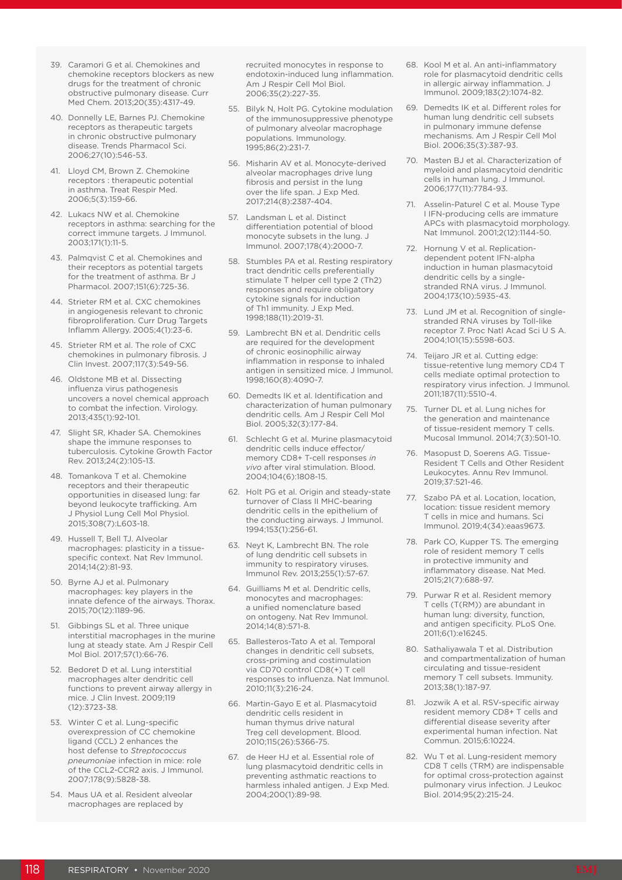39. Caramori G et al. Chemokines and chemokine receptors blockers as new drugs for the treatment of chronic obstructive pulmonary disease. Curr Med Chem. 2013;20(35):4317-49.
40. Donnelly LE, Barnes PJ. Chemokine receptors as therapeutic targets in chronic obstructive pulmonary disease. Trends Pharmacol Sci. 2006;27(10):546-53.
41. Lloyd CM, Brown Z. Chemokine receptors : therapeutic potential in asthma. Treat Respir Med. 2006;5(3):159-66.
42. Lukacs NW et al. Chemokine receptors in asthma: searching for the correct immune targets. J Immunol. 2003;171(1):11-5.
43. Palmqvist C et al. Chemokines and their receptors as potential targets for the treatment of asthma. Br J Pharmacol. 2007;151(6):725-36.
44. Strieter RM et al. CXC chemokines in angiogenesis relevant to chronic fibroproliferation. Curr Drug Targets Inflamm Allergy. 2005;4(1):23-6.
45. Strieter RM et al. The role of CXC chemokines in pulmonary fibrosis. J Clin Invest. 2007;117(3):549-56.
46. Oldstone MB et al. Dissecting influenza virus pathogenesis uncovers a novel chemical approach to combat the infection. Virology. 2013;435(1):92-101.
47. Slight SR, Khader SA. Chemokines shape the immune responses to tuberculosis. Cytokine Growth Factor Rev. 2013;24(2):105-13.
48. Tomankova T et al. Chemokine receptors and their therapeutic opportunities in diseased lung: far beyond leukocyte trafficking. Am J Physiol Lung Cell Mol Physiol. 2015;308(7):L603-18.
49. Hussell T, Bell TJ. Alveolar macrophages: plasticity in a tissue-specific context. Nat Rev Immunol. 2014;14(2):81-93.
50. Byrne AJ et al. Pulmonary macrophages: key players in the innate defence of the airways. Thorax. 2015;70(12):1189-96.
51. Gibbings SL et al. Three unique interstitial macrophages in the murine lung at steady state. Am J Respir Cell Mol Biol. 2017;57(1):66-76.
52. Bedoret D et al. Lung interstitial macrophages alter dendritic cell functions to prevent airway allergy in mice. J Clin Invest. 2009;119 (12):3723-38.
53. Winter C et al. Lung-specific overexpression of CC chemokine ligand (CCL) 2 enhances the host defense to *Streptococcus pneumoniae* infection in mice: role of the CCL2-CCR2 axis. J Immunol. 2007;178(9):5828-38.
54. Maus UA et al. Resident alveolar macrophages are replaced by recruited monocytes in response to endotoxin-induced lung inflammation. Am J Respir Cell Mol Biol. 2006;35(2):227-35.
55. Bilyk N, Holt PG. Cytokine modulation of the immunosuppressive phenotype of pulmonary alveolar macrophage populations. Immunology. 1995;86(2):231-7.
56. Misharin AV et al. Monocyte-derived alveolar macrophages drive lung fibrosis and persist in the lung over the life span. J Exp Med. 2017;214(8):2387-404.
57. Landsman L et al. Distinct differentiation potential of blood monocyte subsets in the lung. J Immunol. 2007;178(4):2000-7.
58. Stumbles PA et al. Resting respiratory tract dendritic cells preferentially stimulate T helper cell type 2 (Th2) responses and require obligatory cytokine signals for induction of Th1 immunity. J Exp Med. 1998;188(11):2019-31.
59. Lambrecht BN et al. Dendritic cells are required for the development of chronic eosinophilic airway inflammation in response to inhaled antigen in sensitized mice. J Immunol. 1998;160(8):4090-7.
60. Demedts IK et al. Identification and characterization of human pulmonary dendritic cells. Am J Respir Cell Mol Biol. 2005;32(3):177-84.
61. Schlecht G et al. Murine plasmacytoid dendritic cells induce effector/memory CD8+ T-cell responses *in vivo* after viral stimulation. Blood. 2004;104(6):1808-15.
62. Holt PG et al. Origin and steady-state turnover of Class II MHC-bearing dendritic cells in the epithelium of the conducting airways. J Immunol. 1994;153(1):256-61.
63. Neyt K, Lambrecht BN. The role of lung dendritic cell subsets in immunity to respiratory viruses. Immunol Rev. 2013;255(1):57-67.
64. Guilliams M et al. Dendritic cells, monocytes and macrophages: a unified nomenclature based on ontogeny. Nat Rev Immunol. 2014;14(8):571-8.
65. Ballesteros-Tato A et al. Temporal changes in dendritic cell subsets, cross-priming and costimulation via CD70 control CD8(+) T cell responses to influenza. Nat Immunol. 2010;11(3):216-24.
66. Martin-Gayo E et al. Plasmacytoid dendritic cells resident in human thymus drive natural Treg cell development. Blood. 2010;115(26):5366-75.
67. de Heer HJ et al. Essential role of lung plasmacytoid dendritic cells in preventing asthmatic reactions to harmless inhaled antigen. J Exp Med. 2004;200(1):89-98.
68. Kool M et al. An anti-inflammatory role for plasmacytoid dendritic cells in allergic airway inflammation. J Immunol. 2009;183(2):1074-82.
69. Demedts IK et al. Different roles for human lung dendritic cell subsets in pulmonary immune defense mechanisms. Am J Respir Cell Mol Biol. 2006;35(3):387-93.
70. Masten BJ et al. Characterization of myeloid and plasmacytoid dendritic cells in human lung. J Immunol. 2006;177(11):7784-93.
71. Asselin-Paturel C et al. Mouse Type I IFN-producing cells are immature APCs with plasmacytoid morphology. Nat Immunol. 2001;2(12):1144-50.
72. Hornung V et al. Replication-dependent potent IFN-alpha induction in human plasmacytoid dendritic cells by a single-stranded RNA virus. J Immunol. 2004;173(10):5935-43.
73. Lund JM et al. Recognition of single-stranded RNA viruses by Toll-like receptor 7. Proc Natl Acad Sci U S A. 2004;101(15):5598-603.
74. Teijaro JR et al. Cutting edge: tissue-retentive lung memory CD4 T cells mediate optimal protection to respiratory virus infection. J Immunol. 2011;187(11):5510-4.
75. Turner DL et al. Lung niches for the generation and maintenance of tissue-resident memory T cells. Mucosal Immunol. 2014;7(3):501-10.
76. Masopust D, Soerens AG. Tissue-Resident T Cells and Other Resident Leukocytes. Annu Rev Immunol. 2019;37:521-46.
77. Szabo PA et al. Location, location, location: tissue resident memory T cells in mice and humans. Sci Immunol. 2019;4(34):eaas9673.
78. Park CO, Kupper TS. The emerging role of resident memory T cells in protective immunity and inflammatory disease. Nat Med. 2015;21(7):688-97.
79. Purwar R et al. Resident memory T cells (T(RM)) are abundant in human lung: diversity, function, and antigen specificity. PLoS One. 2011;6(1):e16245.
80. Sathaliyawala T et al. Distribution and compartmentalization of human circulating and tissue-resident memory T cell subsets. Immunity. 2013;38(1):187-97.
81. Jozwik A et al. RSV-specific airway resident memory CD8+ T cells and differential disease severity after experimental human infection. Nat Commun. 2015;6:10224.
82. Wu T et al. Lung-resident memory CD8 T cells (TRM) are indispensable for optimal cross-protection against pulmonary virus infection. J Leukoc Biol. 2014;95(2):215-24.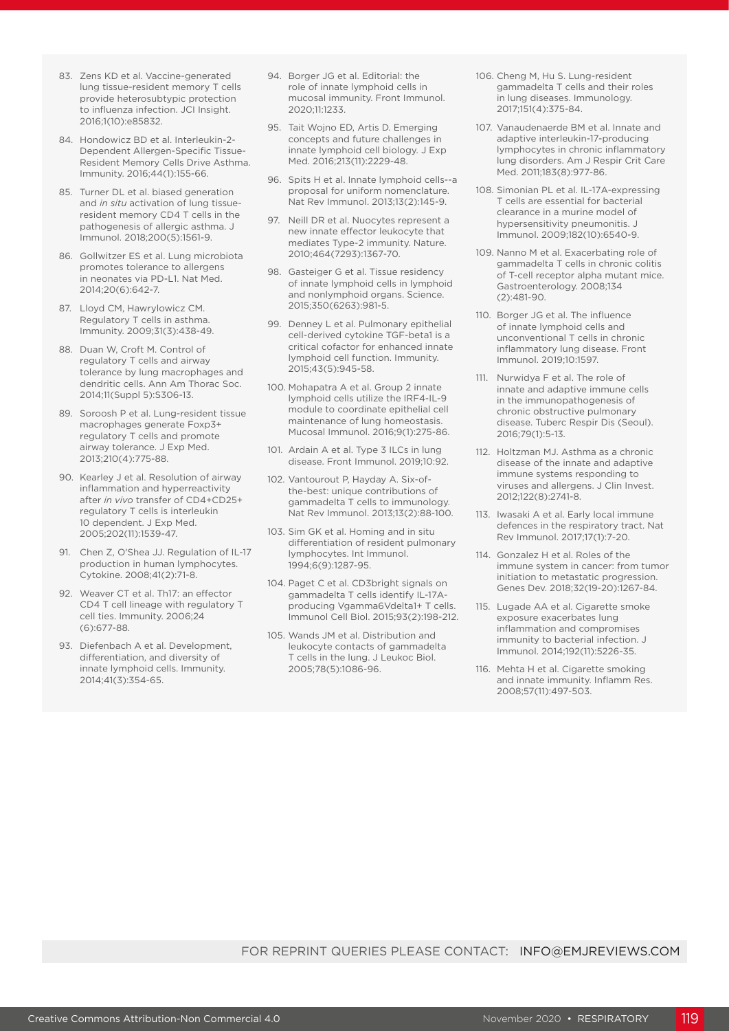83. Zens KD et al. Vaccine-generated lung tissue-resident memory T cells provide heterosubtypic protection to influenza infection. JCI Insight. 2016;1(10):e85832.
84. Hondowicz BD et al. Interleukin-2-Dependent Allergen-Specific Tissue-Resident Memory Cells Drive Asthma. Immunity. 2016;44(1):155-66.
85. Turner DL et al. biased generation and *in situ* activation of lung tissue-resident memory CD4 T cells in the pathogenesis of allergic asthma. J Immunol. 2018;200(5):1561-9.
86. Gollwitzer ES et al. Lung microbiota promotes tolerance to allergens in neonates via PD-L1. Nat Med. 2014;20(6):642-7.
87. Lloyd CM, Hawrylowicz CM. Regulatory T cells in asthma. Immunity. 2009;31(3):438-49.
88. Duan W, Croft M. Control of regulatory T cells and airway tolerance by lung macrophages and dendritic cells. Ann Am Thorac Soc. 2014;11(Suppl 5):S306-13.
89. Soroosh P et al. Lung-resident tissue macrophages generate Foxp3+ regulatory T cells and promote airway tolerance. J Exp Med. 2013;210(4):775-88.
90. Kearley J et al. Resolution of airway inflammation and hyperreactivity after *in vivo* transfer of CD4+CD25+ regulatory T cells is interleukin 10 dependent. J Exp Med. 2005;202(11):1539-47.
91. Chen Z, O'Shea JJ. Regulation of IL-17 production in human lymphocytes. Cytokine. 2008;41(2):71-8.
92. Weaver CT et al. Th17: an effector CD4 T cell lineage with regulatory T cell ties. Immunity. 2006;24 (6):677-88.
93. Diefenbach A et al. Development, differentiation, and diversity of innate lymphoid cells. Immunity. 2014;41(3):354-65.
94. Borger JG et al. Editorial: the role of innate lymphoid cells in mucosal immunity. Front Immunol. 2020;11:1233.
95. Tait Wojno ED, Artis D. Emerging concepts and future challenges in innate lymphoid cell biology. J Exp Med. 2016;213(11):2229-48.
96. Spits H et al. Innate lymphoid cells--a proposal for uniform nomenclature. Nat Rev Immunol. 2013;13(2):145-9.
97. Neill DR et al. Nuocytes represent a new innate effector leukocyte that mediates Type-2 immunity. Nature. 2010;464(7293):1367-70.
98. Gasteiger G et al. Tissue residency of innate lymphoid cells in lymphoid and nonlymphoid organs. Science. 2015;350(6263):981-5.
99. Denney L et al. Pulmonary epithelial cell-derived cytokine TGF-beta1 is a critical cofactor for enhanced innate lymphoid cell function. Immunity. 2015;43(5):945-58.
100. Mohapatra A et al. Group 2 innate lymphoid cells utilize the IRF4-IL-9 module to coordinate epithelial cell maintenance of lung homeostasis. Mucosal Immunol. 2016;9(1):275-86.
101. Ardain A et al. Type 3 ILCs in lung disease. Front Immunol. 2019;10:92.
102. Vantourout P, Hayday A. Six-of-the-best: unique contributions of gammadelta T cells to immunology. Nat Rev Immunol. 2013;13(2):88-100.
103. Sim GK et al. Homing and in situ differentiation of resident pulmonary lymphocytes. Int Immunol. 1994;6(9):1287-95.
104. Paget C et al. CD3bright signals on gammadelta T cells identify IL-17A-producing Vgamma6Vdelta1+ T cells. Immunol Cell Biol. 2015;93(2):198-212.
105. Wands JM et al. Distribution and leukocyte contacts of gammadelta T cells in the lung. J Leukoc Biol. 2005;78(5):1086-96.
106. Cheng M, Hu S. Lung-resident gammadelta T cells and their roles in lung diseases. Immunology. 2017;151(4):375-84.
107. Vanaudenaerde BM et al. Innate and adaptive interleukin-17-producing lymphocytes in chronic inflammatory lung disorders. Am J Respir Crit Care Med. 2011;183(8):977-86.
108. Simonian PL et al. IL-17A-expressing T cells are essential for bacterial clearance in a murine model of hypersensitivity pneumonitis. J Immunol. 2009;182(10):6540-9.
109. Nanno M et al. Exacerbating role of gammadelta T cells in chronic colitis of T-cell receptor alpha mutant mice. Gastroenterology. 2008;134 (2):481-90.
110. Borger JG et al. The influence of innate lymphoid cells and unconventional T cells in chronic inflammatory lung disease. Front Immunol. 2019;10:1597.
111. Nurwidya F et al. The role of innate and adaptive immune cells in the immunopathogenesis of chronic obstructive pulmonary disease. Tuberc Respir Dis (Seoul). 2016;79(1):5-13.
112. Holtzman MJ. Asthma as a chronic disease of the innate and adaptive immune systems responding to viruses and allergens. J Clin Invest. 2012;122(8):2741-8.
113. Iwasaki A et al. Early local immune defences in the respiratory tract. Nat Rev Immunol. 2017;17(1):7-20.
114. Gonzalez H et al. Roles of the immune system in cancer: from tumor initiation to metastatic progression. Genes Dev. 2018;32(19-20):1267-84.
115. Lugade AA et al. Cigarette smoke exposure exacerbates lung inflammation and compromises immunity to bacterial infection. J Immunol. 2014;192(11):5226-35.
116. Mehta H et al. Cigarette smoking and innate immunity. Inflamm Res. 2008;57(11):497-503.

FOR REPRINT QUERIES PLEASE CONTACT: INFO@EMJREVIEWS.COM